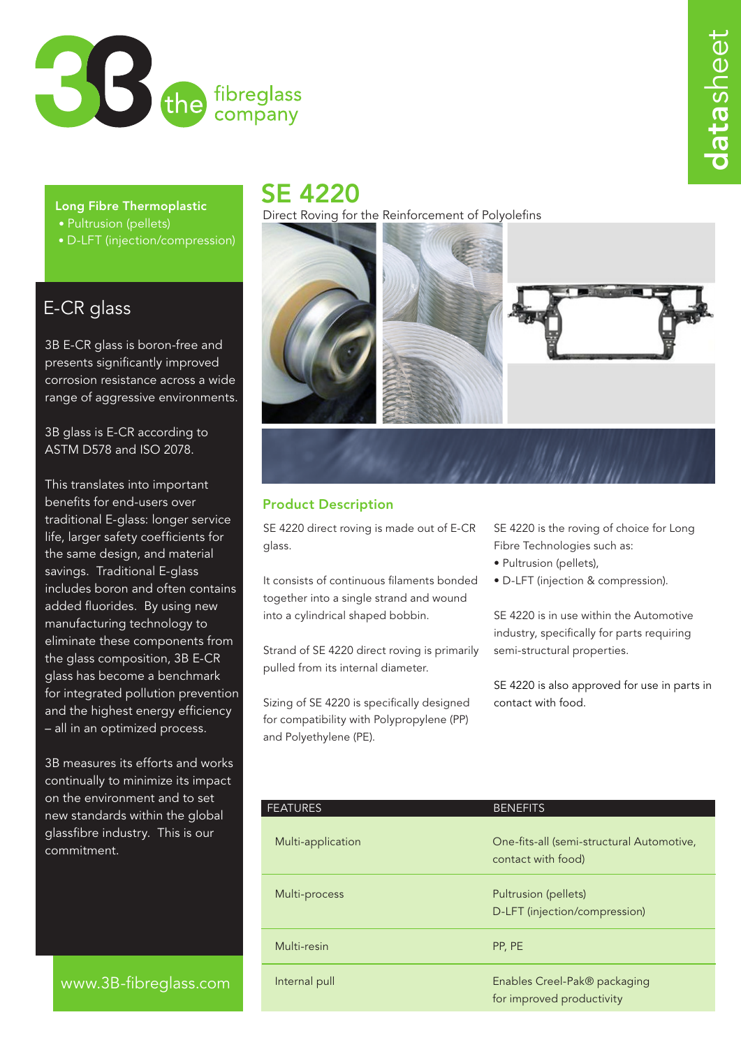3B the fibreglass company

datasheet

# SE 4220

Direct Roving for the Reinforcement of Polyolefins

**Long Fibre Thermoplastic**

- Pultrusion (pellets)
- D-LFT (injection/compression)

## E-CR glass

3B E-CR glass is boron-free and presents significantly improved corrosion resistance across a wide range of aggressive environments.

3B glass is E-CR according to ASTM D578 and ISO 2078.

This translates into important benefits for end-users over traditional E-glass: longer service life, larger safety coefficients for the same design, and material savings. Traditional E-glass includes boron and often contains added fluorides. By using new manufacturing technology to eliminate these components from the glass composition, 3B E-CR glass has become a benchmark for integrated pollution prevention and the highest energy efficiency – all in an optimized process.

3B measures its efforts and works continually to minimize its impact on the environment and to set new standards within the global glassfibre industry. This is our commitment.

www.3B-fibreglass.com

## Product Description

SE 4220 direct roving is made out of E-CR glass.

It consists of continuous filaments bonded together into a single strand and wound into a cylindrical shaped bobbin.

Strand of SE 4220 direct roving is primarily pulled from its internal diameter.

Sizing of SE 4220 is specifically designed for compatibility with Polypropylene (PP) and Polyethylene (PE).

SE 4220 is the roving of choice for Long Fibre Technologies such as:

- Pultrusion (pellets),
- D-LFT (injection & compression).

SE 4220 is in use within the Automotive industry, specifically for parts requiring semi-structural properties.

SE 4220 is also approved for use in parts in contact with food.

| FEATURES | BENEFITS |
| --- | --- |
| Multi-application | One-fits-all (semi-structural Automotive, contact with food) |
| Multi-process | Pultrusion (pellets)<br>D-LFT (injection/compression) |
| Multi-resin | PP, PE |
| Internal pull | Enables Creel-Pak® packaging for improved productivity |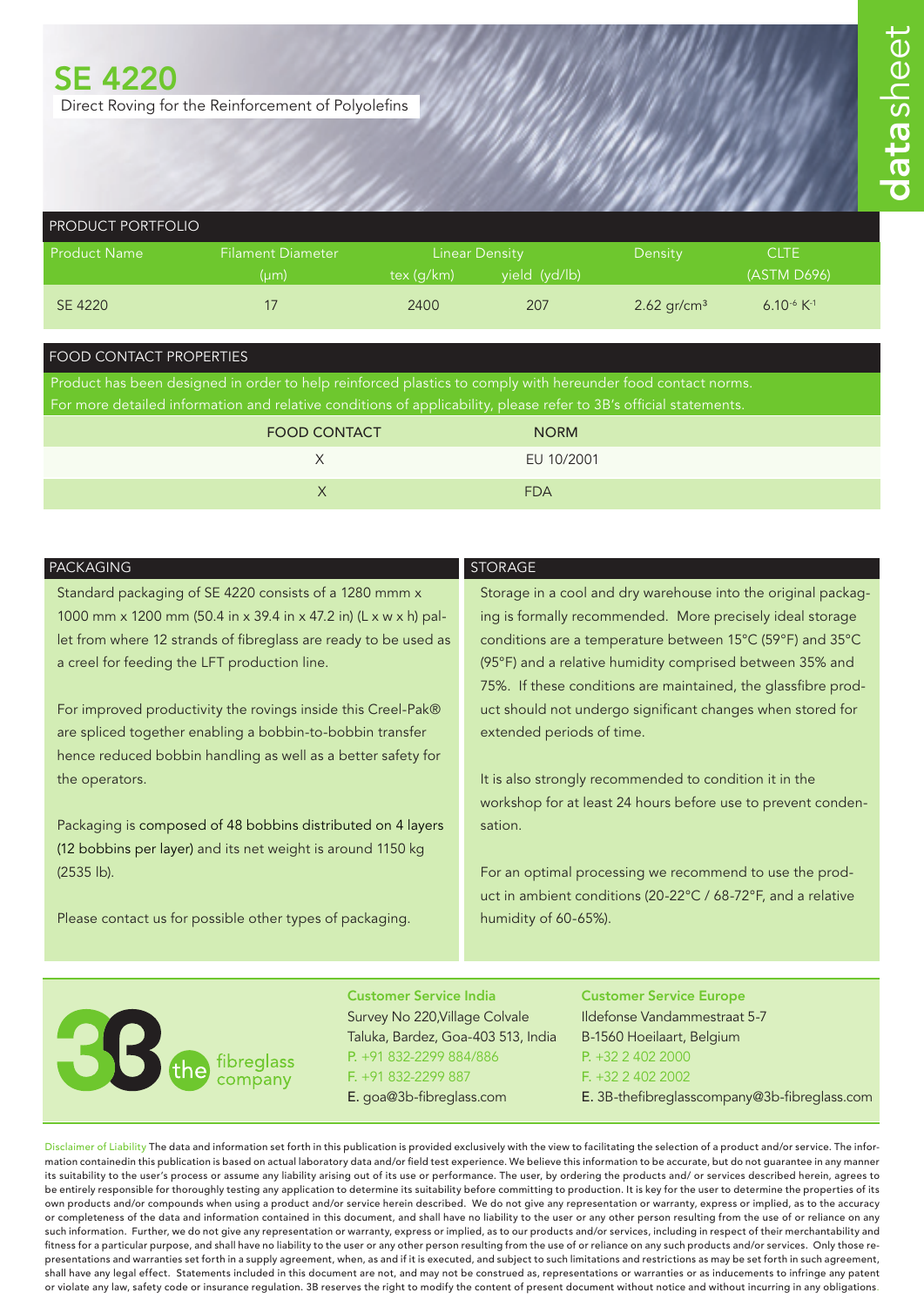# SE 4220

Direct Roving for the Reinforcement of Polyolefins

datasheet

## PRODUCT PORTFOLIO

| Product Name | Filament Diameter (μm) | Linear Density tex (g/km) | yield (yd/lb) | Density | CLTE (ASTM D696) |
|---|---|---|---|---|---|
| SE 4220 | 17 | 2400 | 207 | 2.62 gr/cm³ | $6.10^{-6}$ $K^{-1}$ |

## FOOD CONTACT PROPERTIES

Product has been designed in order to help reinforced plastics to comply with hereunder food contact norms.
For more detailed information and relative conditions of applicability, please refer to 3B's official statements.

| FOOD CONTACT | NORM |
|---|---|
| X | EU 10/2001 |
| X | FDA |

## PACKAGING

Standard packaging of SE 4220 consists of a 1280 mmm x 1000 mm x 1200 mm (50.4 in x 39.4 in x 47.2 in) (L x w x h) pallet from where 12 strands of fibreglass are ready to be used as a creel for feeding the LFT production line.

For improved productivity the rovings inside this Creel-Pak® are spliced together enabling a bobbin-to-bobbin transfer hence reduced bobbin handling as well as a better safety for the operators.

Packaging is composed of 48 bobbins distributed on 4 layers (12 bobbins per layer) and its net weight is around 1150 kg (2535 lb).

Please contact us for possible other types of packaging.

## STORAGE

Storage in a cool and dry warehouse into the original packaging is formally recommended. More precisely ideal storage conditions are a temperature between 15°C (59°F) and 35°C (95°F) and a relative humidity comprised between 35% and 75%. If these conditions are maintained, the glassfibre product should not undergo significant changes when stored for extended periods of time.

It is also strongly recommended to condition it in the workshop for at least 24 hours before use to prevent condensation.

For an optimal processing we recommend to use the product in ambient conditions (20-22°C / 68-72°F, and a relative humidity of 60-65%).

3B the fibreglass company

**Customer Service India**
Survey No 220,Village Colvale
Taluka, Bardez, Goa-403 513, India
P. +91 832-2299 884/886
F. +91 832-2299 887
E. goa@3b-fibreglass.com

**Customer Service Europe**
Ildefonse Vandammestraat 5-7
B-1560 Hoeilaart, Belgium
P. +32 2 402 2000
F. +32 2 402 2002
E. 3B-thefibreglasscompany@3b-fibreglass.com

Disclaimer of Liability The data and information set forth in this publication is provided exclusively with the view to facilitating the selection of a product and/or service. The information containedin this publication is based on actual laboratory data and/or field test experience. We believe this information to be accurate, but do not guarantee in any manner its suitability to the user's process or assume any liability arising out of its use or performance. The user, by ordering the products and/ or services described herein, agrees to be entirely responsible for thoroughly testing any application to determine its suitability before committing to production. It is key for the user to determine the properties of its own products and/or compounds when using a product and/or service herein described. We do not give any representation or warranty, express or implied, as to the accuracy or completeness of the data and information contained in this document, and shall have no liability to the user or any other person resulting from the use of or reliance on any such information. Further, we do not give any representation or warranty, express or implied, as to our products and/or services, including in respect of their merchantability and fitness for a particular purpose, and shall have no liability to the user or any other person resulting from the use of or reliance on any such products and/or services. Only those representations and warranties set forth in a supply agreement, when, as and if it is executed, and subject to such limitations and restrictions as may be set forth in such agreement, shall have any legal effect. Statements included in this document are not, and may not be construed as, representations or warranties or as inducements to infringe any patent or violate any law, safety code or insurance regulation. 3B reserves the right to modify the content of present document without notice and without incurring in any obligations.